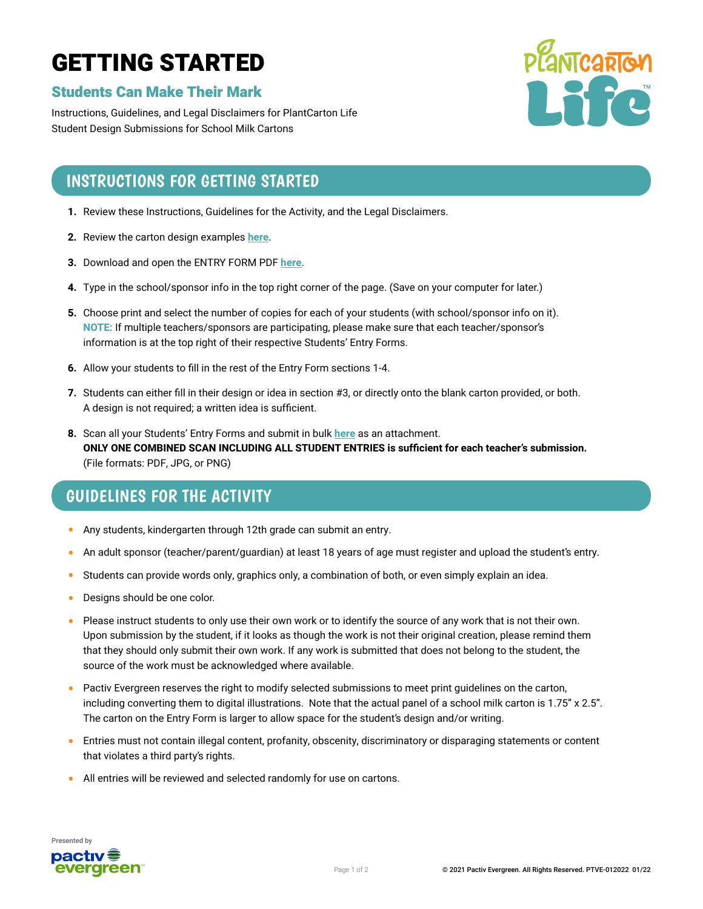# GETTING STARTED

## Students Can Make Their Mark

Instructions, Guidelines, and Legal Disclaimers for PlantCarton Life Student Design Submissions for School Milk Cartons

## INSTRUCTIONS FOR GETTING STARTED

1. Review these Instructions, Guidelines for the Activity, and the Legal Disclaimers.
2. Review the carton design examples **here**.
3. Download and open the ENTRY FORM PDF **here**.
4. Type in the school/sponsor info in the top right corner of the page. (Save on your computer for later.)
5. Choose print and select the number of copies for each of your students (with school/sponsor info on it).
   **NOTE:** If multiple teachers/sponsors are participating, please make sure that each teacher/sponsor's information is at the top right of their respective Students' Entry Forms.
6. Allow your students to fill in the rest of the Entry Form sections 1-4.
7. Students can either fill in their design or idea in section #3, or directly onto the blank carton provided, or both. A design is not required; a written idea is sufficient.
8. Scan all your Students' Entry Forms and submit in bulk **here** as an attachment.
   **ONLY ONE COMBINED SCAN INCLUDING ALL STUDENT ENTRIES is sufficient for each teacher's submission.**
   (File formats: PDF, JPG, or PNG)

## GUIDELINES FOR THE ACTIVITY

- Any students, kindergarten through 12th grade can submit an entry.
- An adult sponsor (teacher/parent/guardian) at least 18 years of age must register and upload the student's entry.
- Students can provide words only, graphics only, a combination of both, or even simply explain an idea.
- Designs should be one color.
- Please instruct students to only use their own work or to identify the source of any work that is not their own. Upon submission by the student, if it looks as though the work is not their original creation, please remind them that they should only submit their own work. If any work is submitted that does not belong to the student, the source of the work must be acknowledged where available.
- Pactiv Evergreen reserves the right to modify selected submissions to meet print guidelines on the carton, including converting them to digital illustrations. Note that the actual panel of a school milk carton is 1.75" x 2.5". The carton on the Entry Form is larger to allow space for the student's design and/or writing.
- Entries must not contain illegal content, profanity, obscenity, discriminatory or disparaging statements or content that violates a third party's rights.
- All entries will be reviewed and selected randomly for use on cartons.

Presented by pactiv evergreen

© 2021 Pactiv Evergreen. All Rights Reserved. PTVE-012022 01/22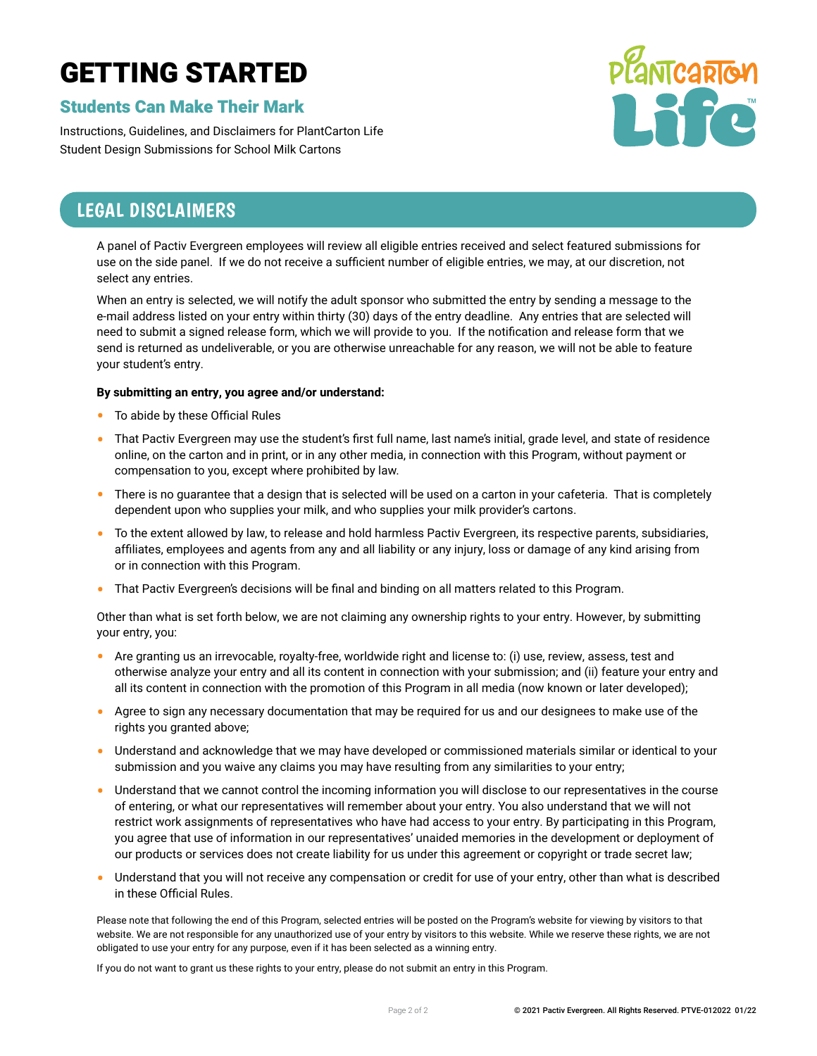# GETTING STARTED

## Students Can Make Their Mark

Instructions, Guidelines, and Disclaimers for PlantCarton Life Student Design Submissions for School Milk Cartons

## LEGAL DISCLAIMERS

A panel of Pactiv Evergreen employees will review all eligible entries received and select featured submissions for use on the side panel. If we do not receive a sufficient number of eligible entries, we may, at our discretion, not select any entries.

When an entry is selected, we will notify the adult sponsor who submitted the entry by sending a message to the e-mail address listed on your entry within thirty (30) days of the entry deadline. Any entries that are selected will need to submit a signed release form, which we will provide to you. If the notification and release form that we send is returned as undeliverable, or you are otherwise unreachable for any reason, we will not be able to feature your student's entry.

**By submitting an entry, you agree and/or understand:**

- To abide by these Official Rules
- That Pactiv Evergreen may use the student's first full name, last name's initial, grade level, and state of residence online, on the carton and in print, or in any other media, in connection with this Program, without payment or compensation to you, except where prohibited by law.
- There is no guarantee that a design that is selected will be used on a carton in your cafeteria. That is completely dependent upon who supplies your milk, and who supplies your milk provider's cartons.
- To the extent allowed by law, to release and hold harmless Pactiv Evergreen, its respective parents, subsidiaries, affiliates, employees and agents from any and all liability or any injury, loss or damage of any kind arising from or in connection with this Program.
- That Pactiv Evergreen's decisions will be final and binding on all matters related to this Program.

Other than what is set forth below, we are not claiming any ownership rights to your entry. However, by submitting your entry, you:

- Are granting us an irrevocable, royalty-free, worldwide right and license to: (i) use, review, assess, test and otherwise analyze your entry and all its content in connection with your submission; and (ii) feature your entry and all its content in connection with the promotion of this Program in all media (now known or later developed);
- Agree to sign any necessary documentation that may be required for us and our designees to make use of the rights you granted above;
- Understand and acknowledge that we may have developed or commissioned materials similar or identical to your submission and you waive any claims you may have resulting from any similarities to your entry;
- Understand that we cannot control the incoming information you will disclose to our representatives in the course of entering, or what our representatives will remember about your entry. You also understand that we will not restrict work assignments of representatives who have had access to your entry. By participating in this Program, you agree that use of information in our representatives' unaided memories in the development or deployment of our products or services does not create liability for us under this agreement or copyright or trade secret law;
- Understand that you will not receive any compensation or credit for use of your entry, other than what is described in these Official Rules.

Please note that following the end of this Program, selected entries will be posted on the Program's website for viewing by visitors to that website. We are not responsible for any unauthorized use of your entry by visitors to this website. While we reserve these rights, we are not obligated to use your entry for any purpose, even if it has been selected as a winning entry.

If you do not want to grant us these rights to your entry, please do not submit an entry in this Program.

© 2021 Pactiv Evergreen. All Rights Reserved. PTVE-012022 01/22